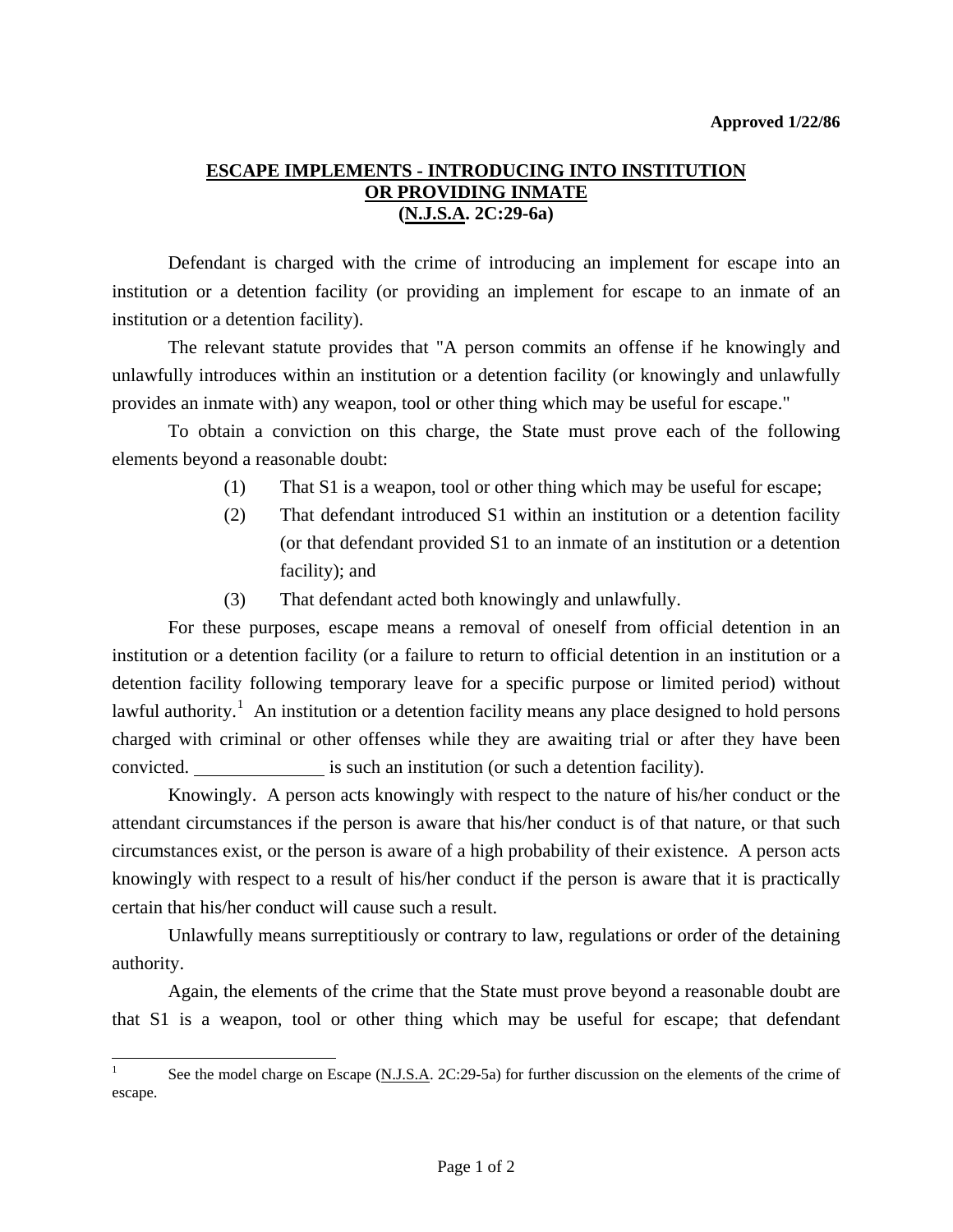**Approved 1/22/86**

## ESCAPE IMPLEMENTS - INTRODUCING INTO INSTITUTION OR PROVIDING INMATE (N.J.S.A. 2C:29-6a)

Defendant is charged with the crime of introducing an implement for escape into an institution or a detention facility (or providing an implement for escape to an inmate of an institution or a detention facility).

The relevant statute provides that "A person commits an offense if he knowingly and unlawfully introduces within an institution or a detention facility (or knowingly and unlawfully provides an inmate with) any weapon, tool or other thing which may be useful for escape."

To obtain a conviction on this charge, the State must prove each of the following elements beyond a reasonable doubt:

(1) That S1 is a weapon, tool or other thing which may be useful for escape;

(2) That defendant introduced S1 within an institution or a detention facility (or that defendant provided S1 to an inmate of an institution or a detention facility); and

(3) That defendant acted both knowingly and unlawfully.

For these purposes, escape means a removal of oneself from official detention in an institution or a detention facility (or a failure to return to official detention in an institution or a detention facility following temporary leave for a specific purpose or limited period) without lawful authority.[1] An institution or a detention facility means any place designed to hold persons charged with criminal or other offenses while they are awaiting trial or after they have been convicted. ______________ is such an institution (or such a detention facility).

Knowingly. A person acts knowingly with respect to the nature of his/her conduct or the attendant circumstances if the person is aware that his/her conduct is of that nature, or that such circumstances exist, or the person is aware of a high probability of their existence. A person acts knowingly with respect to a result of his/her conduct if the person is aware that it is practically certain that his/her conduct will cause such a result.

Unlawfully means surreptitiously or contrary to law, regulations or order of the detaining authority.

Again, the elements of the crime that the State must prove beyond a reasonable doubt are that S1 is a weapon, tool or other thing which may be useful for escape; that defendant

---

[1] See the model charge on Escape (N.J.S.A. 2C:29-5a) for further discussion on the elements of the crime of escape.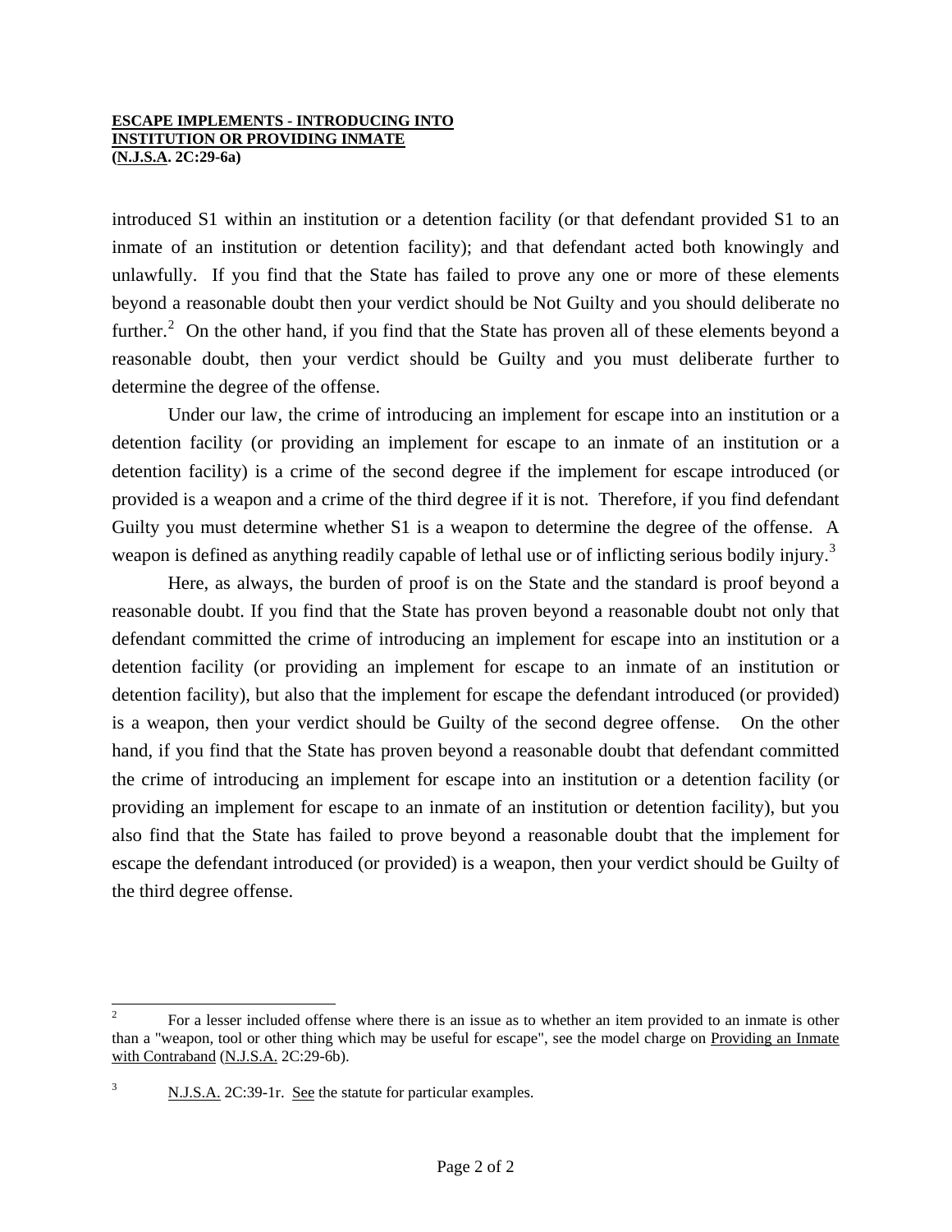**ESCAPE IMPLEMENTS - INTRODUCING INTO INSTITUTION OR PROVIDING INMATE (N.J.S.A. 2C:29-6a)**

introduced S1 within an institution or a detention facility (or that defendant provided S1 to an inmate of an institution or detention facility); and that defendant acted both knowingly and unlawfully. If you find that the State has failed to prove any one or more of these elements beyond a reasonable doubt then your verdict should be Not Guilty and you should deliberate no further.[2] On the other hand, if you find that the State has proven all of these elements beyond a reasonable doubt, then your verdict should be Guilty and you must deliberate further to determine the degree of the offense.

Under our law, the crime of introducing an implement for escape into an institution or a detention facility (or providing an implement for escape to an inmate of an institution or a detention facility) is a crime of the second degree if the implement for escape introduced (or provided is a weapon and a crime of the third degree if it is not. Therefore, if you find defendant Guilty you must determine whether S1 is a weapon to determine the degree of the offense. A weapon is defined as anything readily capable of lethal use or of inflicting serious bodily injury.[3]

Here, as always, the burden of proof is on the State and the standard is proof beyond a reasonable doubt. If you find that the State has proven beyond a reasonable doubt not only that defendant committed the crime of introducing an implement for escape into an institution or a detention facility (or providing an implement for escape to an inmate of an institution or detention facility), but also that the implement for escape the defendant introduced (or provided) is a weapon, then your verdict should be Guilty of the second degree offense. On the other hand, if you find that the State has proven beyond a reasonable doubt that defendant committed the crime of introducing an implement for escape into an institution or a detention facility (or providing an implement for escape to an inmate of an institution or detention facility), but you also find that the State has failed to prove beyond a reasonable doubt that the implement for escape the defendant introduced (or provided) is a weapon, then your verdict should be Guilty of the third degree offense.

---

[2] For a lesser included offense where there is an issue as to whether an item provided to an inmate is other than a "weapon, tool or other thing which may be useful for escape", see the model charge on Providing an Inmate with Contraband (N.J.S.A. 2C:29-6b).

[3] N.J.S.A. 2C:39-1r. See the statute for particular examples.